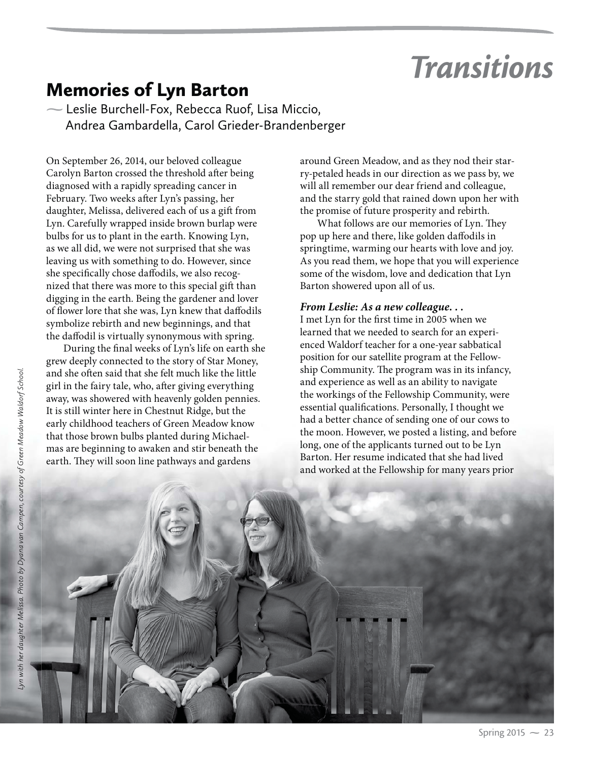# Transitions

## Memories of Lyn Barton

— Leslie Burchell-Fox, Rebecca Ruof, Lisa Miccio, Andrea Gambardella, Carol Grieder-Brandenberger

On September 26, 2014, our beloved colleague Carolyn Barton crossed the threshold after being diagnosed with a rapidly spreading cancer in February. Two weeks after Lyn's passing, her daughter, Melissa, delivered each of us a gift from Lyn. Carefully wrapped inside brown burlap were bulbs for us to plant in the earth. Knowing Lyn, as we all did, we were not surprised that she was leaving us with something to do. However, since she specifically chose daffodils, we also recognized that there was more to this special gift than digging in the earth. Being the gardener and lover of flower lore that she was, Lyn knew that daffodils symbolize rebirth and new beginnings, and that the daffodil is virtually synonymous with spring.

During the final weeks of Lyn's life on earth she grew deeply connected to the story of Star Money, and she often said that she felt much like the little girl in the fairy tale, who, after giving everything away, was showered with heavenly golden pennies. It is still winter here in Chestnut Ridge, but the early childhood teachers of Green Meadow know that those brown bulbs planted during Michaelmas are beginning to awaken and stir beneath the earth. They will soon line pathways and gardens around Green Meadow, and as they nod their starry-petaled heads in our direction as we pass by, we will all remember our dear friend and colleague, and the starry gold that rained down upon her with the promise of future prosperity and rebirth.

What follows are our memories of Lyn. They pop up here and there, like golden daffodils in springtime, warming our hearts with love and joy. As you read them, we hope that you will experience some of the wisdom, love and dedication that Lyn Barton showered upon all of us.

***From Leslie: As a new colleague. . .***

I met Lyn for the first time in 2005 when we learned that we needed to search for an experienced Waldorf teacher for a one-year sabbatical position for our satellite program at the Fellowship Community. The program was in its infancy, and experience as well as an ability to navigate the workings of the Fellowship Community, were essential qualifications. Personally, I thought we had a better chance of sending one of our cows to the moon. However, we posted a listing, and before long, one of the applicants turned out to be Lyn Barton. Her resume indicated that she had lived and worked at the Fellowship for many years prior

*Lyn with her daughter Melissa. Photo by Dyana van Campen, courtesy of Green Meadow Waldorf School.*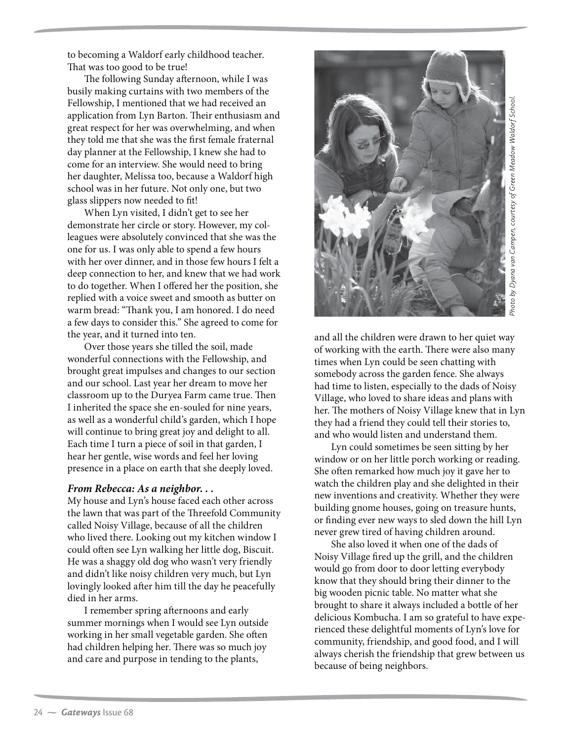to becoming a Waldorf early childhood teacher. That was too good to be true!

The following Sunday afternoon, while I was busily making curtains with two members of the Fellowship, I mentioned that we had received an application from Lyn Barton. Their enthusiasm and great respect for her was overwhelming, and when they told me that she was the first female fraternal day planner at the Fellowship, I knew she had to come for an interview. She would need to bring her daughter, Melissa too, because a Waldorf high school was in her future. Not only one, but two glass slippers now needed to fit!

When Lyn visited, I didn't get to see her demonstrate her circle or story. However, my colleagues were absolutely convinced that she was the one for us. I was only able to spend a few hours with her over dinner, and in those few hours I felt a deep connection to her, and knew that we had work to do together. When I offered her the position, she replied with a voice sweet and smooth as butter on warm bread: "Thank you, I am honored. I do need a few days to consider this." She agreed to come for the year, and it turned into ten.

Over those years she tilled the soil, made wonderful connections with the Fellowship, and brought great impulses and changes to our section and our school. Last year her dream to move her classroom up to the Duryea Farm came true. Then I inherited the space she en-souled for nine years, as well as a wonderful child's garden, which I hope will continue to bring great joy and delight to all. Each time I turn a piece of soil in that garden, I hear her gentle, wise words and feel her loving presence in a place on earth that she deeply loved.

***From Rebecca: As a neighbor. . .***

My house and Lyn's house faced each other across the lawn that was part of the Threefold Community called Noisy Village, because of all the children who lived there. Looking out my kitchen window I could often see Lyn walking her little dog, Biscuit. He was a shaggy old dog who wasn't very friendly and didn't like noisy children very much, but Lyn lovingly looked after him till the day he peacefully died in her arms.

I remember spring afternoons and early summer mornings when I would see Lyn outside working in her small vegetable garden. She often had children helping her. There was so much joy and care and purpose in tending to the plants, and all the children were drawn to her quiet way of working with the earth. There were also many times when Lyn could be seen chatting with somebody across the garden fence. She always had time to listen, especially to the dads of Noisy Village, who loved to share ideas and plans with her. The mothers of Noisy Village knew that in Lyn they had a friend they could tell their stories to, and who would listen and understand them.

*Photo by Dyana van Campen, courtesy of Green Meadow Waldorf School.*

Lyn could sometimes be seen sitting by her window or on her little porch working or reading. She often remarked how much joy it gave her to watch the children play and she delighted in their new inventions and creativity. Whether they were building gnome houses, going on treasure hunts, or finding ever new ways to sled down the hill Lyn never grew tired of having children around.

She also loved it when one of the dads of Noisy Village fired up the grill, and the children would go from door to door letting everybody know that they should bring their dinner to the big wooden picnic table. No matter what she brought to share it always included a bottle of her delicious Kombucha. I am so grateful to have experienced these delightful moments of Lyn's love for community, friendship, and good food, and I will always cherish the friendship that grew between us because of being neighbors.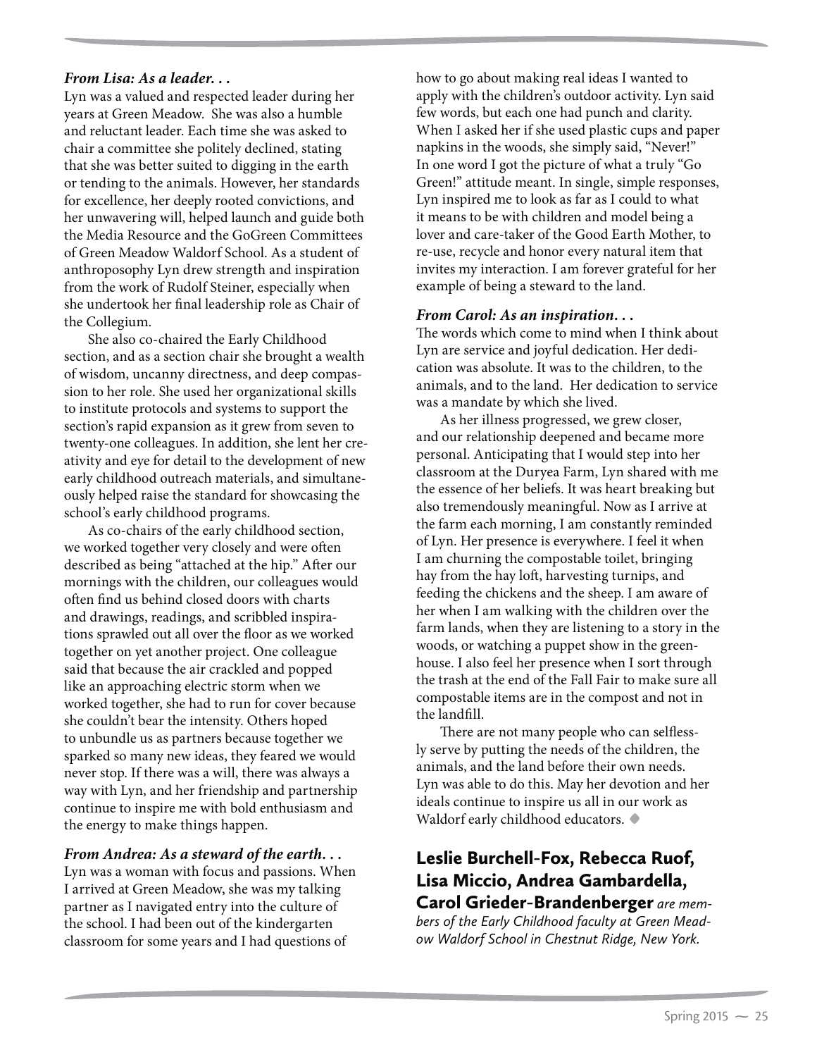***From Lisa: As a leader. . .***

Lyn was a valued and respected leader during her years at Green Meadow. She was also a humble and reluctant leader. Each time she was asked to chair a committee she politely declined, stating that she was better suited to digging in the earth or tending to the animals. However, her standards for excellence, her deeply rooted convictions, and her unwavering will, helped launch and guide both the Media Resource and the GoGreen Committees of Green Meadow Waldorf School. As a student of anthroposophy Lyn drew strength and inspiration from the work of Rudolf Steiner, especially when she undertook her final leadership role as Chair of the Collegium.

She also co-chaired the Early Childhood section, and as a section chair she brought a wealth of wisdom, uncanny directness, and deep compassion to her role. She used her organizational skills to institute protocols and systems to support the section's rapid expansion as it grew from seven to twenty-one colleagues. In addition, she lent her creativity and eye for detail to the development of new early childhood outreach materials, and simultaneously helped raise the standard for showcasing the school's early childhood programs.

As co-chairs of the early childhood section, we worked together very closely and were often described as being "attached at the hip." After our mornings with the children, our colleagues would often find us behind closed doors with charts and drawings, readings, and scribbled inspirations sprawled out all over the floor as we worked together on yet another project. One colleague said that because the air crackled and popped like an approaching electric storm when we worked together, she had to run for cover because she couldn't bear the intensity. Others hoped to unbundle us as partners because together we sparked so many new ideas, they feared we would never stop. If there was a will, there was always a way with Lyn, and her friendship and partnership continue to inspire me with bold enthusiasm and the energy to make things happen.

***From Andrea: As a steward of the earth. . .***

Lyn was a woman with focus and passions. When I arrived at Green Meadow, she was my talking partner as I navigated entry into the culture of the school. I had been out of the kindergarten classroom for some years and I had questions of how to go about making real ideas I wanted to apply with the children's outdoor activity. Lyn said few words, but each one had punch and clarity. When I asked her if she used plastic cups and paper napkins in the woods, she simply said, "Never!" In one word I got the picture of what a truly "Go Green!" attitude meant. In single, simple responses, Lyn inspired me to look as far as I could to what it means to be with children and model being a lover and care-taker of the Good Earth Mother, to re-use, recycle and honor every natural item that invites my interaction. I am forever grateful for her example of being a steward to the land.

***From Carol: As an inspiration. . .***

The words which come to mind when I think about Lyn are service and joyful dedication. Her dedication was absolute. It was to the children, to the animals, and to the land. Her dedication to service was a mandate by which she lived.

As her illness progressed, we grew closer, and our relationship deepened and became more personal. Anticipating that I would step into her classroom at the Duryea Farm, Lyn shared with me the essence of her beliefs. It was heart breaking but also tremendously meaningful. Now as I arrive at the farm each morning, I am constantly reminded of Lyn. Her presence is everywhere. I feel it when I am churning the compostable toilet, bringing hay from the hay loft, harvesting turnips, and feeding the chickens and the sheep. I am aware of her when I am walking with the children over the farm lands, when they are listening to a story in the woods, or watching a puppet show in the greenhouse. I also feel her presence when I sort through the trash at the end of the Fall Fair to make sure all compostable items are in the compost and not in the landfill.

There are not many people who can selflessly serve by putting the needs of the children, the animals, and the land before their own needs. Lyn was able to do this. May her devotion and her ideals continue to inspire us all in our work as Waldorf early childhood educators. ◆

**Leslie Burchell-Fox, Rebecca Ruof, Lisa Miccio, Andrea Gambardella, Carol Grieder-Brandenberger** *are members of the Early Childhood faculty at Green Meadow Waldorf School in Chestnut Ridge, New York.*